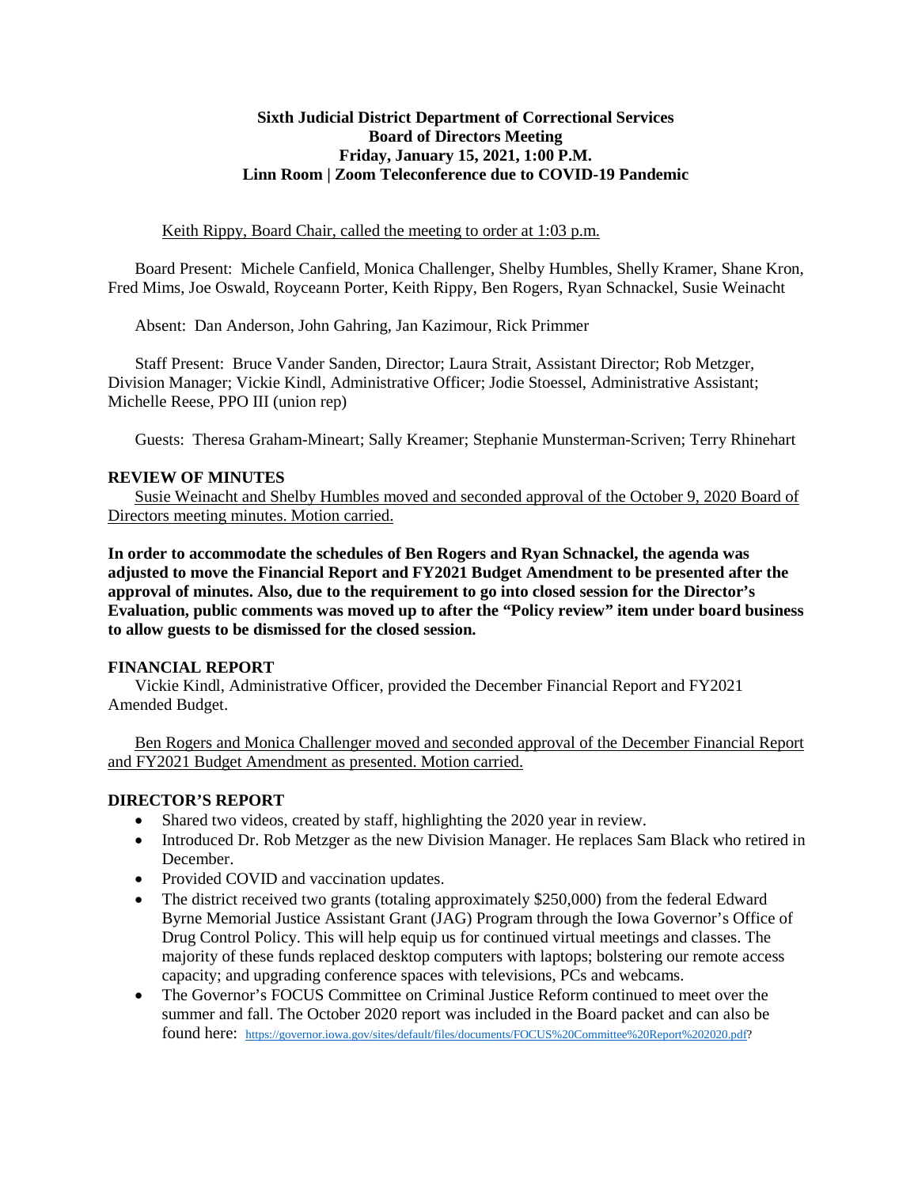**Sixth Judicial District Department of Correctional Services**
**Board of Directors Meeting**
**Friday, January 15, 2021, 1:00 P.M.**
**Linn Room | Zoom Teleconference due to COVID-19 Pandemic**

Keith Rippy, Board Chair, called the meeting to order at 1:03 p.m.

Board Present: Michele Canfield, Monica Challenger, Shelby Humbles, Shelly Kramer, Shane Kron, Fred Mims, Joe Oswald, Royceann Porter, Keith Rippy, Ben Rogers, Ryan Schnackel, Susie Weinacht

Absent: Dan Anderson, John Gahring, Jan Kazimour, Rick Primmer

Staff Present: Bruce Vander Sanden, Director; Laura Strait, Assistant Director; Rob Metzger, Division Manager; Vickie Kindl, Administrative Officer; Jodie Stoessel, Administrative Assistant; Michelle Reese, PPO III (union rep)

Guests: Theresa Graham-Mineart; Sally Kreamer; Stephanie Munsterman-Scriven; Terry Rhinehart

## REVIEW OF MINUTES

Susie Weinacht and Shelby Humbles moved and seconded approval of the October 9, 2020 Board of Directors meeting minutes. Motion carried.

**In order to accommodate the schedules of Ben Rogers and Ryan Schnackel, the agenda was adjusted to move the Financial Report and FY2021 Budget Amendment to be presented after the approval of minutes. Also, due to the requirement to go into closed session for the Director's Evaluation, public comments was moved up to after the "Policy review" item under board business to allow guests to be dismissed for the closed session.**

## FINANCIAL REPORT

Vickie Kindl, Administrative Officer, provided the December Financial Report and FY2021 Amended Budget.

Ben Rogers and Monica Challenger moved and seconded approval of the December Financial Report and FY2021 Budget Amendment as presented. Motion carried.

## DIRECTOR'S REPORT

- Shared two videos, created by staff, highlighting the 2020 year in review.
- Introduced Dr. Rob Metzger as the new Division Manager. He replaces Sam Black who retired in December.
- Provided COVID and vaccination updates.
- The district received two grants (totaling approximately $250,000) from the federal Edward Byrne Memorial Justice Assistant Grant (JAG) Program through the Iowa Governor's Office of Drug Control Policy. This will help equip us for continued virtual meetings and classes. The majority of these funds replaced desktop computers with laptops; bolstering our remote access capacity; and upgrading conference spaces with televisions, PCs and webcams.
- The Governor's FOCUS Committee on Criminal Justice Reform continued to meet over the summer and fall. The October 2020 report was included in the Board packet and can also be found here: https://governor.iowa.gov/sites/default/files/documents/FOCUS%20Committee%20Report%202020.pdf?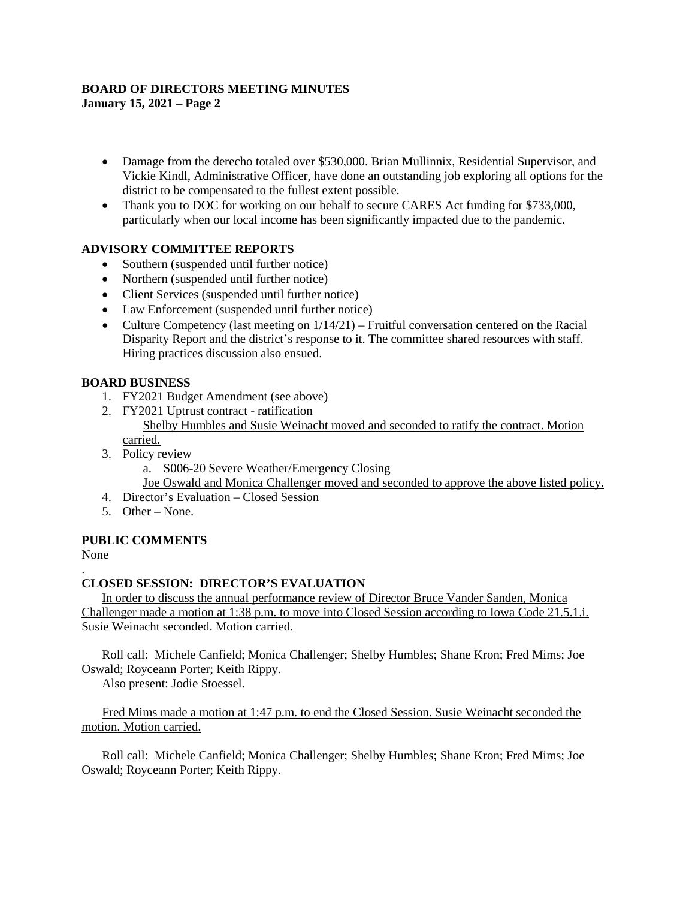**BOARD OF DIRECTORS MEETING MINUTES**
**January 15, 2021 – Page 2**

- Damage from the derecho totaled over \$530,000. Brian Mullinnix, Residential Supervisor, and Vickie Kindl, Administrative Officer, have done an outstanding job exploring all options for the district to be compensated to the fullest extent possible.
- Thank you to DOC for working on our behalf to secure CARES Act funding for \$733,000, particularly when our local income has been significantly impacted due to the pandemic.

## ADVISORY COMMITTEE REPORTS

- Southern (suspended until further notice)
- Northern (suspended until further notice)
- Client Services (suspended until further notice)
- Law Enforcement (suspended until further notice)
- Culture Competency (last meeting on 1/14/21) – Fruitful conversation centered on the Racial Disparity Report and the district's response to it. The committee shared resources with staff. Hiring practices discussion also ensued.

## BOARD BUSINESS

1. FY2021 Budget Amendment (see above)
2. FY2021 Uptrust contract - ratification
   Shelby Humbles and Susie Weinacht moved and seconded to ratify the contract. Motion carried.
3. Policy review
   a. S006-20 Severe Weather/Emergency Closing
   Joe Oswald and Monica Challenger moved and seconded to approve the above listed policy.
4. Director's Evaluation – Closed Session
5. Other – None.

## PUBLIC COMMENTS

None
.

## CLOSED SESSION: DIRECTOR'S EVALUATION

In order to discuss the annual performance review of Director Bruce Vander Sanden, Monica Challenger made a motion at 1:38 p.m. to move into Closed Session according to Iowa Code 21.5.1.i. Susie Weinacht seconded. Motion carried.

Roll call: Michele Canfield; Monica Challenger; Shelby Humbles; Shane Kron; Fred Mims; Joe Oswald; Royceann Porter; Keith Rippy.
Also present: Jodie Stoessel.

Fred Mims made a motion at 1:47 p.m. to end the Closed Session. Susie Weinacht seconded the motion. Motion carried.

Roll call: Michele Canfield; Monica Challenger; Shelby Humbles; Shane Kron; Fred Mims; Joe Oswald; Royceann Porter; Keith Rippy.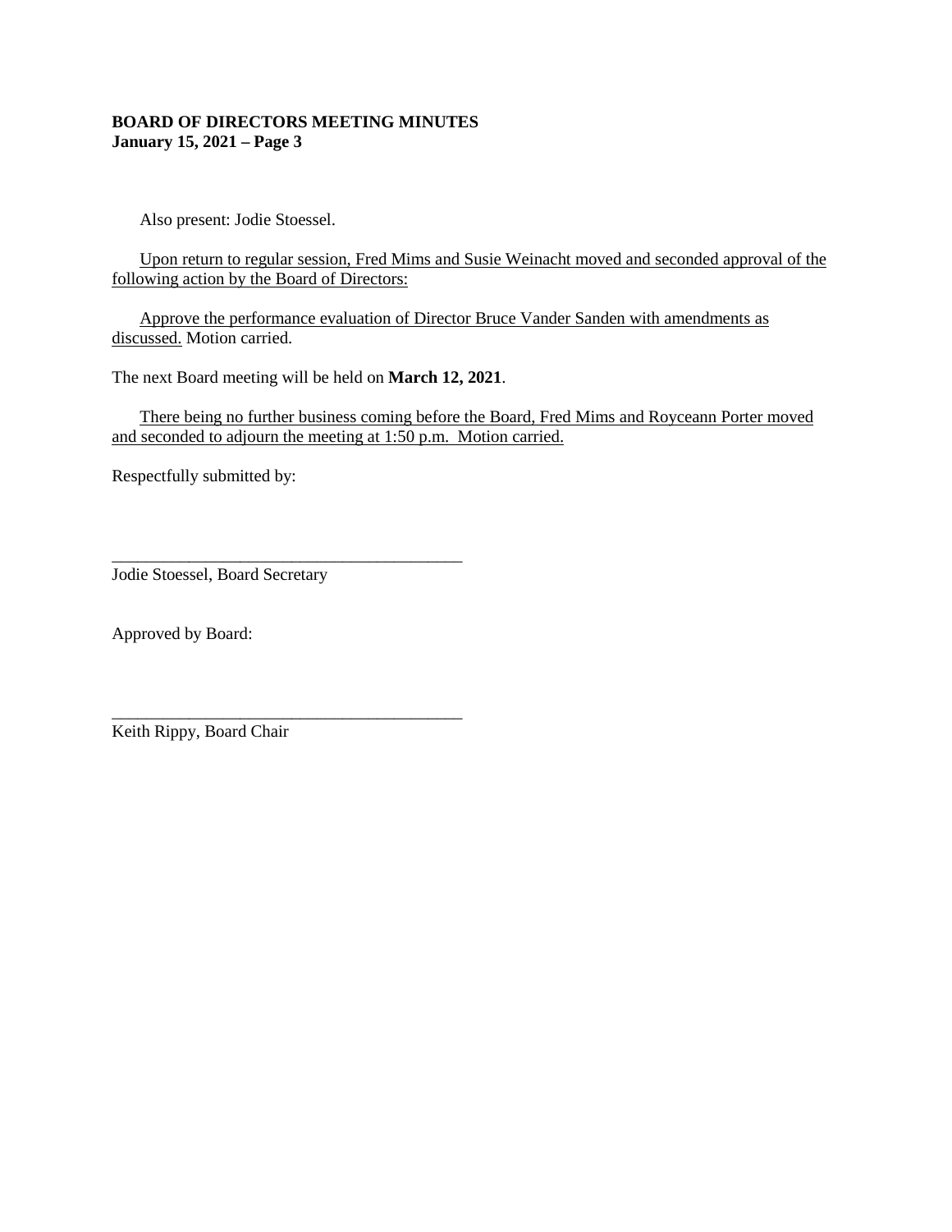Also present: Jodie Stoessel.

Upon return to regular session, Fred Mims and Susie Weinacht moved and seconded approval of the following action by the Board of Directors:

Approve the performance evaluation of Director Bruce Vander Sanden with amendments as discussed. Motion carried.

The next Board meeting will be held on **March 12, 2021**.

There being no further business coming before the Board, Fred Mims and Royceann Porter moved and seconded to adjourn the meeting at 1:50 p.m. Motion carried.

Respectfully submitted by:

\_\_\_\_\_\_\_\_\_\_\_\_\_\_\_\_\_\_\_\_\_\_\_\_\_\_\_\_\_\_\_\_\_\_\_\_\_\_\_\_\_\_

Jodie Stoessel, Board Secretary

Approved by Board:

\_\_\_\_\_\_\_\_\_\_\_\_\_\_\_\_\_\_\_\_\_\_\_\_\_\_\_\_\_\_\_\_\_\_\_\_\_\_\_\_\_\_

Keith Rippy, Board Chair